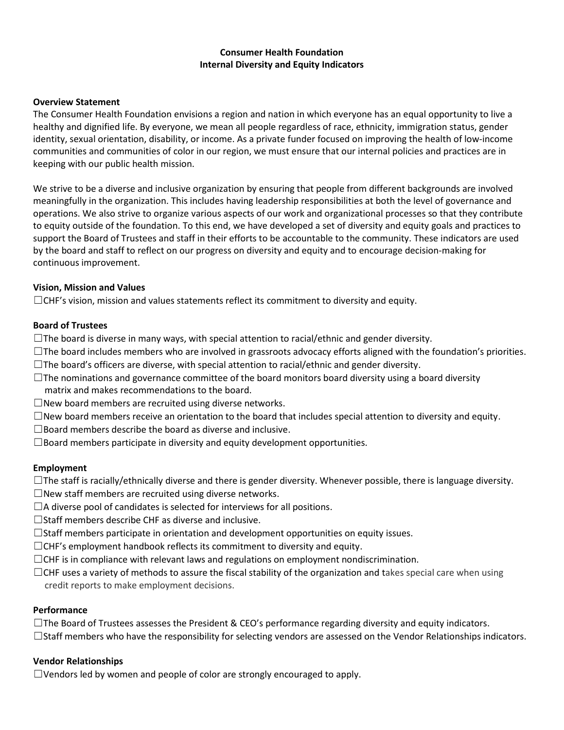# Consumer Health Foundation
## Internal Diversity and Equity Indicators

**Overview Statement**

The Consumer Health Foundation envisions a region and nation in which everyone has an equal opportunity to live a healthy and dignified life. By everyone, we mean all people regardless of race, ethnicity, immigration status, gender identity, sexual orientation, disability, or income. As a private funder focused on improving the health of low-income communities and communities of color in our region, we must ensure that our internal policies and practices are in keeping with our public health mission.

We strive to be a diverse and inclusive organization by ensuring that people from different backgrounds are involved meaningfully in the organization. This includes having leadership responsibilities at both the level of governance and operations. We also strive to organize various aspects of our work and organizational processes so that they contribute to equity outside of the foundation. To this end, we have developed a set of diversity and equity goals and practices to support the Board of Trustees and staff in their efforts to be accountable to the community. These indicators are used by the board and staff to reflect on our progress on diversity and equity and to encourage decision-making for continuous improvement.

**Vision, Mission and Values**

☐CHF's vision, mission and values statements reflect its commitment to diversity and equity.

**Board of Trustees**

☐The board is diverse in many ways, with special attention to racial/ethnic and gender diversity.
☐The board includes members who are involved in grassroots advocacy efforts aligned with the foundation's priorities.
☐The board's officers are diverse, with special attention to racial/ethnic and gender diversity.
☐The nominations and governance committee of the board monitors board diversity using a board diversity matrix and makes recommendations to the board.
☐New board members are recruited using diverse networks.
☐New board members receive an orientation to the board that includes special attention to diversity and equity.
☐Board members describe the board as diverse and inclusive.
☐Board members participate in diversity and equity development opportunities.

**Employment**

☐The staff is racially/ethnically diverse and there is gender diversity. Whenever possible, there is language diversity.
☐New staff members are recruited using diverse networks.
☐A diverse pool of candidates is selected for interviews for all positions.
☐Staff members describe CHF as diverse and inclusive.
☐Staff members participate in orientation and development opportunities on equity issues.
☐CHF's employment handbook reflects its commitment to diversity and equity.
☐CHF is in compliance with relevant laws and regulations on employment nondiscrimination.
☐CHF uses a variety of methods to assure the fiscal stability of the organization and takes special care when using credit reports to make employment decisions.

**Performance**

☐The Board of Trustees assesses the President & CEO's performance regarding diversity and equity indicators.
☐Staff members who have the responsibility for selecting vendors are assessed on the Vendor Relationships indicators.

**Vendor Relationships**

☐Vendors led by women and people of color are strongly encouraged to apply.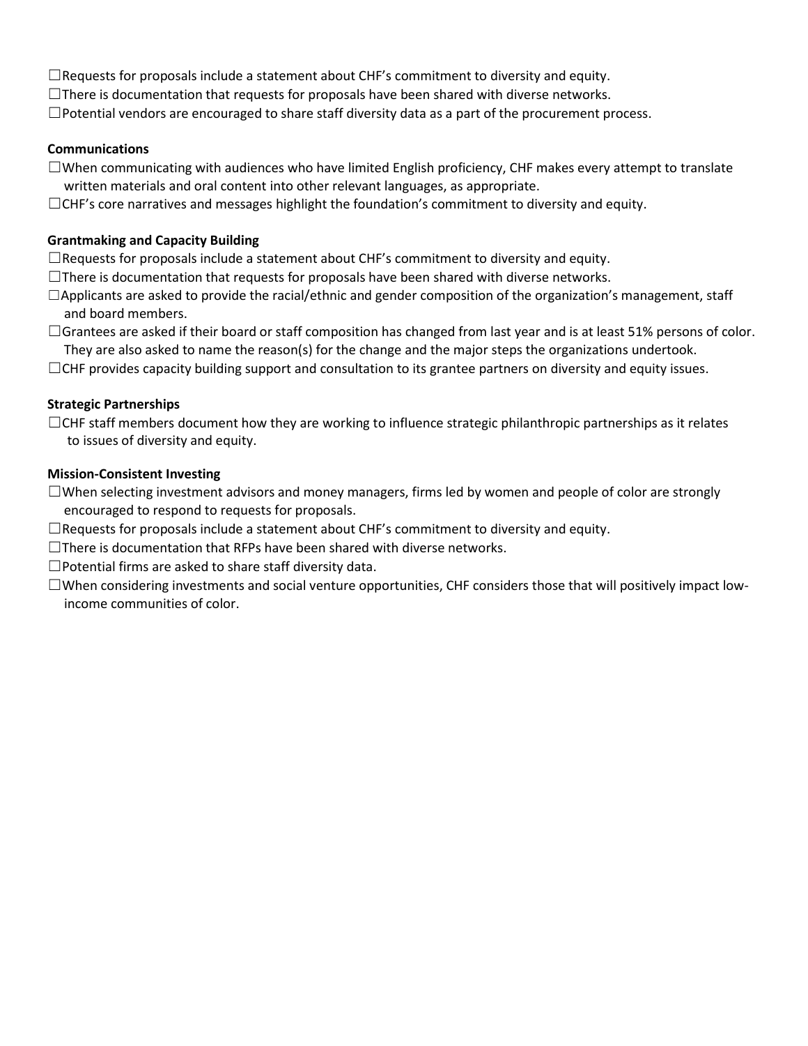☐Requests for proposals include a statement about CHF's commitment to diversity and equity.
☐There is documentation that requests for proposals have been shared with diverse networks.
☐Potential vendors are encouraged to share staff diversity data as a part of the procurement process.

**Communications**

☐When communicating with audiences who have limited English proficiency, CHF makes every attempt to translate written materials and oral content into other relevant languages, as appropriate.
☐CHF's core narratives and messages highlight the foundation's commitment to diversity and equity.

**Grantmaking and Capacity Building**

☐Requests for proposals include a statement about CHF's commitment to diversity and equity.
☐There is documentation that requests for proposals have been shared with diverse networks.
☐Applicants are asked to provide the racial/ethnic and gender composition of the organization's management, staff and board members.
☐Grantees are asked if their board or staff composition has changed from last year and is at least 51% persons of color. They are also asked to name the reason(s) for the change and the major steps the organizations undertook.
☐CHF provides capacity building support and consultation to its grantee partners on diversity and equity issues.

**Strategic Partnerships**

☐CHF staff members document how they are working to influence strategic philanthropic partnerships as it relates to issues of diversity and equity.

**Mission-Consistent Investing**

☐When selecting investment advisors and money managers, firms led by women and people of color are strongly encouraged to respond to requests for proposals.
☐Requests for proposals include a statement about CHF's commitment to diversity and equity.
☐There is documentation that RFPs have been shared with diverse networks.
☐Potential firms are asked to share staff diversity data.
☐When considering investments and social venture opportunities, CHF considers those that will positively impact low-income communities of color.